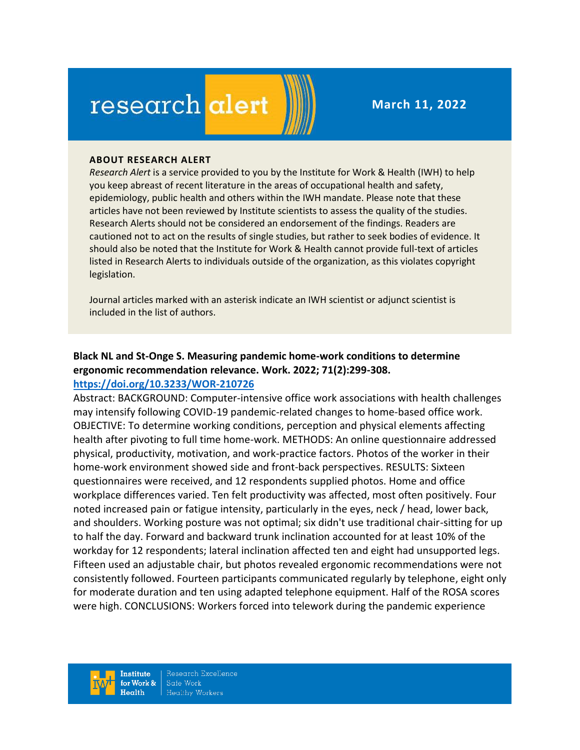# research alert

**March 11, 2022**

**ABOUT RESEARCH ALERT**

*Research Alert* is a service provided to you by the Institute for Work & Health (IWH) to help you keep abreast of recent literature in the areas of occupational health and safety, epidemiology, public health and others within the IWH mandate. Please note that these articles have not been reviewed by Institute scientists to assess the quality of the studies. Research Alerts should not be considered an endorsement of the findings. Readers are cautioned not to act on the results of single studies, but rather to seek bodies of evidence. It should also be noted that the Institute for Work & Health cannot provide full-text of articles listed in Research Alerts to individuals outside of the organization, as this violates copyright legislation.

Journal articles marked with an asterisk indicate an IWH scientist or adjunct scientist is included in the list of authors.

**Black NL and St-Onge S. Measuring pandemic home-work conditions to determine ergonomic recommendation relevance. Work. 2022; 71(2):299-308.**
**https://doi.org/10.3233/WOR-210726**

Abstract: BACKGROUND: Computer-intensive office work associations with health challenges may intensify following COVID-19 pandemic-related changes to home-based office work. OBJECTIVE: To determine working conditions, perception and physical elements affecting health after pivoting to full time home-work. METHODS: An online questionnaire addressed physical, productivity, motivation, and work-practice factors. Photos of the worker in their home-work environment showed side and front-back perspectives. RESULTS: Sixteen questionnaires were received, and 12 respondents supplied photos. Home and office workplace differences varied. Ten felt productivity was affected, most often positively. Four noted increased pain or fatigue intensity, particularly in the eyes, neck / head, lower back, and shoulders. Working posture was not optimal; six didn't use traditional chair-sitting for up to half the day. Forward and backward trunk inclination accounted for at least 10% of the workday for 12 respondents; lateral inclination affected ten and eight had unsupported legs. Fifteen used an adjustable chair, but photos revealed ergonomic recommendations were not consistently followed. Fourteen participants communicated regularly by telephone, eight only for moderate duration and ten using adapted telephone equipment. Half of the ROSA scores were high. CONCLUSIONS: Workers forced into telework during the pandemic experience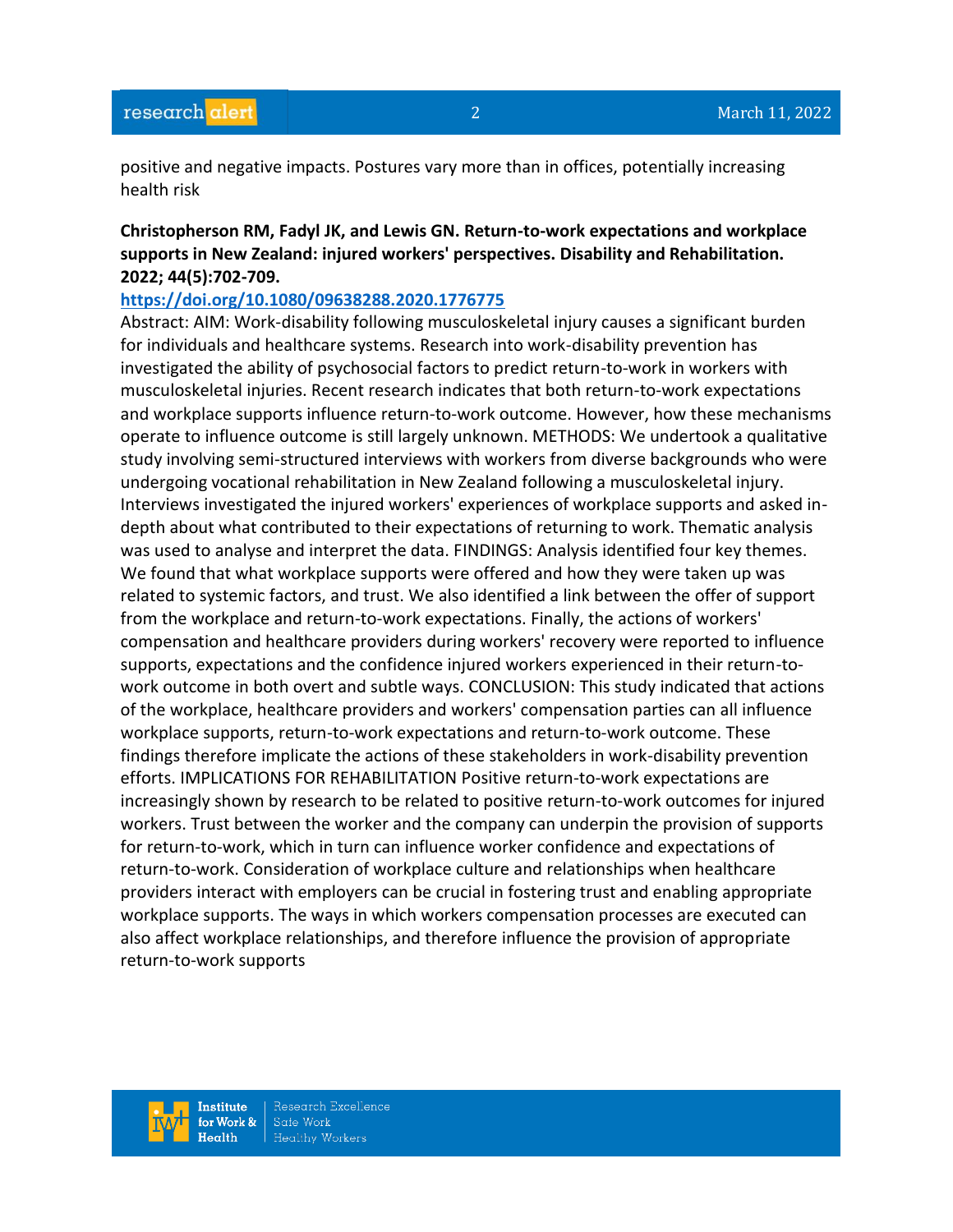positive and negative impacts. Postures vary more than in offices, potentially increasing health risk

**Christopherson RM, Fadyl JK, and Lewis GN. Return-to-work expectations and workplace supports in New Zealand: injured workers' perspectives. Disability and Rehabilitation. 2022; 44(5):702-709.**

**https://doi.org/10.1080/09638288.2020.1776775**

Abstract: AIM: Work-disability following musculoskeletal injury causes a significant burden for individuals and healthcare systems. Research into work-disability prevention has investigated the ability of psychosocial factors to predict return-to-work in workers with musculoskeletal injuries. Recent research indicates that both return-to-work expectations and workplace supports influence return-to-work outcome. However, how these mechanisms operate to influence outcome is still largely unknown. METHODS: We undertook a qualitative study involving semi-structured interviews with workers from diverse backgrounds who were undergoing vocational rehabilitation in New Zealand following a musculoskeletal injury. Interviews investigated the injured workers' experiences of workplace supports and asked in-depth about what contributed to their expectations of returning to work. Thematic analysis was used to analyse and interpret the data. FINDINGS: Analysis identified four key themes. We found that what workplace supports were offered and how they were taken up was related to systemic factors, and trust. We also identified a link between the offer of support from the workplace and return-to-work expectations. Finally, the actions of workers' compensation and healthcare providers during workers' recovery were reported to influence supports, expectations and the confidence injured workers experienced in their return-to-work outcome in both overt and subtle ways. CONCLUSION: This study indicated that actions of the workplace, healthcare providers and workers' compensation parties can all influence workplace supports, return-to-work expectations and return-to-work outcome. These findings therefore implicate the actions of these stakeholders in work-disability prevention efforts. IMPLICATIONS FOR REHABILITATION Positive return-to-work expectations are increasingly shown by research to be related to positive return-to-work outcomes for injured workers. Trust between the worker and the company can underpin the provision of supports for return-to-work, which in turn can influence worker confidence and expectations of return-to-work. Consideration of workplace culture and relationships when healthcare providers interact with employers can be crucial in fostering trust and enabling appropriate workplace supports. The ways in which workers compensation processes are executed can also affect workplace relationships, and therefore influence the provision of appropriate return-to-work supports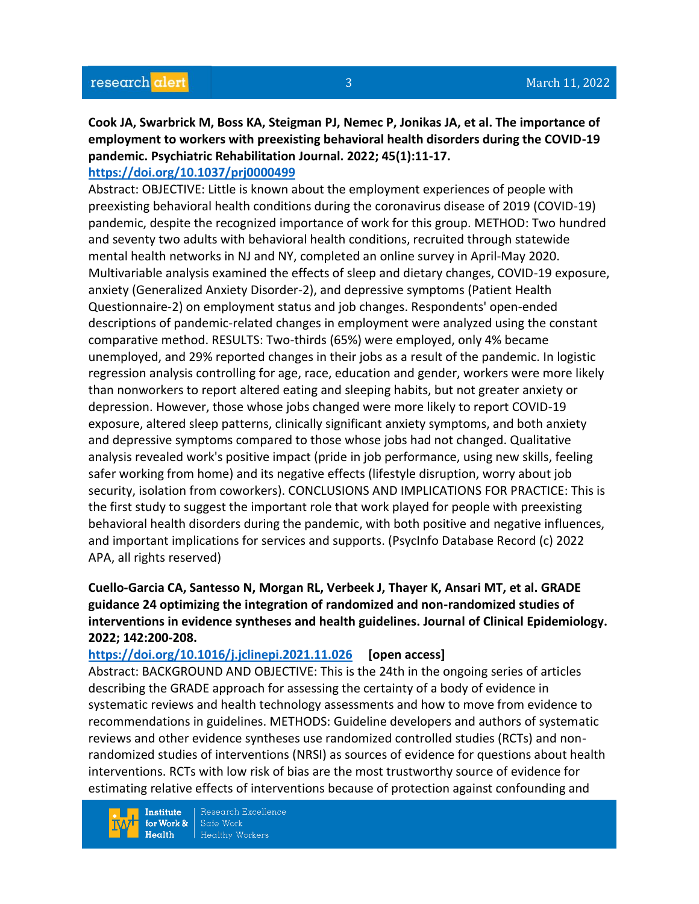**Cook JA, Swarbrick M, Boss KA, Steigman PJ, Nemec P, Jonikas JA, et al. The importance of employment to workers with preexisting behavioral health disorders during the COVID-19 pandemic. Psychiatric Rehabilitation Journal. 2022; 45(1):11-17.**
https://doi.org/10.1037/prj0000499

Abstract: OBJECTIVE: Little is known about the employment experiences of people with preexisting behavioral health conditions during the coronavirus disease of 2019 (COVID-19) pandemic, despite the recognized importance of work for this group. METHOD: Two hundred and seventy two adults with behavioral health conditions, recruited through statewide mental health networks in NJ and NY, completed an online survey in April-May 2020. Multivariable analysis examined the effects of sleep and dietary changes, COVID-19 exposure, anxiety (Generalized Anxiety Disorder-2), and depressive symptoms (Patient Health Questionnaire-2) on employment status and job changes. Respondents' open-ended descriptions of pandemic-related changes in employment were analyzed using the constant comparative method. RESULTS: Two-thirds (65%) were employed, only 4% became unemployed, and 29% reported changes in their jobs as a result of the pandemic. In logistic regression analysis controlling for age, race, education and gender, workers were more likely than nonworkers to report altered eating and sleeping habits, but not greater anxiety or depression. However, those whose jobs changed were more likely to report COVID-19 exposure, altered sleep patterns, clinically significant anxiety symptoms, and both anxiety and depressive symptoms compared to those whose jobs had not changed. Qualitative analysis revealed work's positive impact (pride in job performance, using new skills, feeling safer working from home) and its negative effects (lifestyle disruption, worry about job security, isolation from coworkers). CONCLUSIONS AND IMPLICATIONS FOR PRACTICE: This is the first study to suggest the important role that work played for people with preexisting behavioral health disorders during the pandemic, with both positive and negative influences, and important implications for services and supports. (PsycInfo Database Record (c) 2022 APA, all rights reserved)

**Cuello-Garcia CA, Santesso N, Morgan RL, Verbeek J, Thayer K, Ansari MT, et al. GRADE guidance 24 optimizing the integration of randomized and non-randomized studies of interventions in evidence syntheses and health guidelines. Journal of Clinical Epidemiology. 2022; 142:200-208.**
https://doi.org/10.1016/j.jclinepi.2021.11.026 **[open access]**

Abstract: BACKGROUND AND OBJECTIVE: This is the 24th in the ongoing series of articles describing the GRADE approach for assessing the certainty of a body of evidence in systematic reviews and health technology assessments and how to move from evidence to recommendations in guidelines. METHODS: Guideline developers and authors of systematic reviews and other evidence syntheses use randomized controlled studies (RCTs) and non-randomized studies of interventions (NRSI) as sources of evidence for questions about health interventions. RCTs with low risk of bias are the most trustworthy source of evidence for estimating relative effects of interventions because of protection against confounding and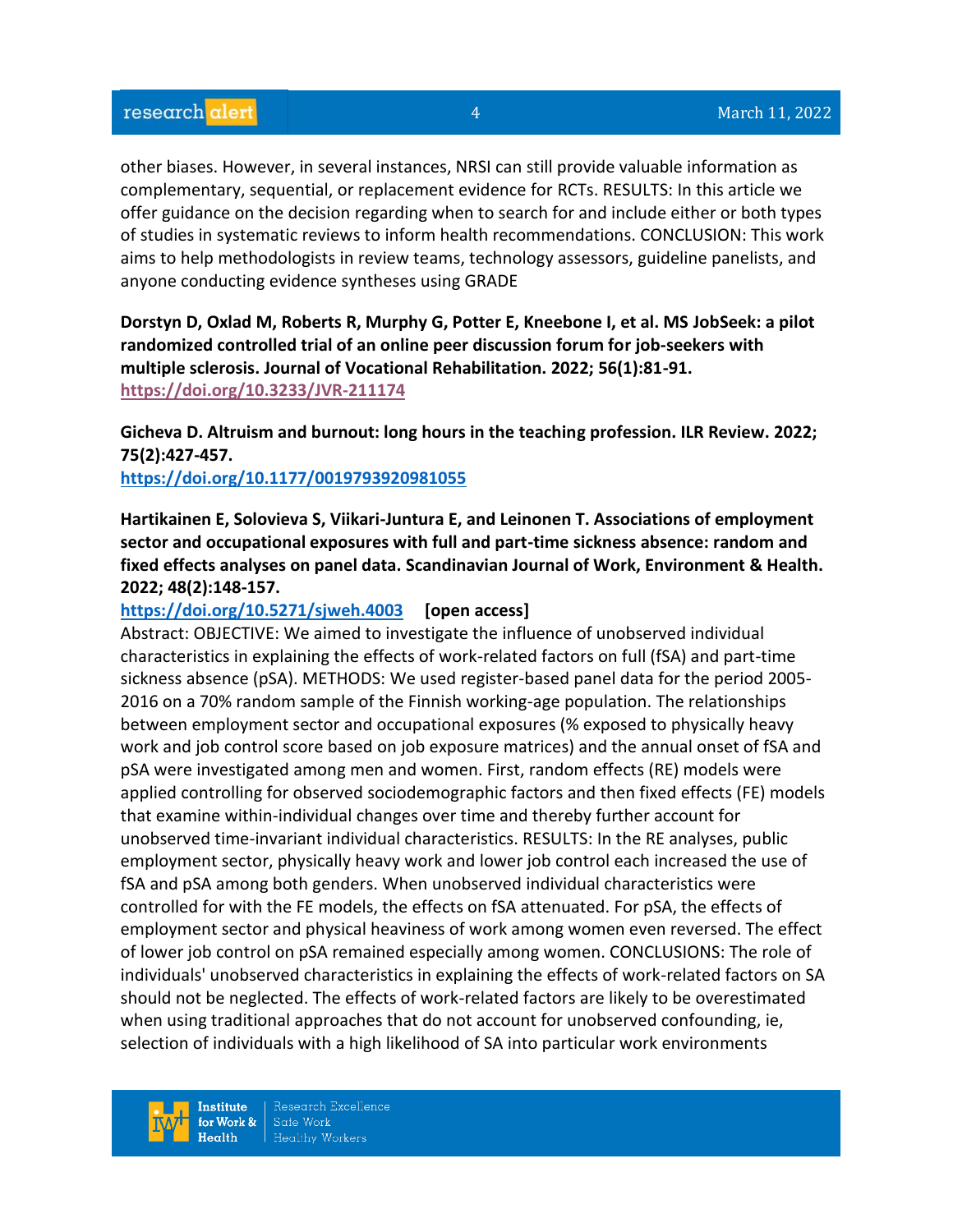other biases. However, in several instances, NRSI can still provide valuable information as complementary, sequential, or replacement evidence for RCTs. RESULTS: In this article we offer guidance on the decision regarding when to search for and include either or both types of studies in systematic reviews to inform health recommendations. CONCLUSION: This work aims to help methodologists in review teams, technology assessors, guideline panelists, and anyone conducting evidence syntheses using GRADE

**Dorstyn D, Oxlad M, Roberts R, Murphy G, Potter E, Kneebone I, et al. MS JobSeek: a pilot randomized controlled trial of an online peer discussion forum for job-seekers with multiple sclerosis. Journal of Vocational Rehabilitation. 2022; 56(1):81-91.**
**https://doi.org/10.3233/JVR-211174**

**Gicheva D. Altruism and burnout: long hours in the teaching profession. ILR Review. 2022; 75(2):427-457.**
**https://doi.org/10.1177/0019793920981055**

**Hartikainen E, Solovieva S, Viikari-Juntura E, and Leinonen T. Associations of employment sector and occupational exposures with full and part-time sickness absence: random and fixed effects analyses on panel data. Scandinavian Journal of Work, Environment & Health. 2022; 48(2):148-157.**
**https://doi.org/10.5271/sjweh.4003** **[open access]**
Abstract: OBJECTIVE: We aimed to investigate the influence of unobserved individual characteristics in explaining the effects of work-related factors on full (fSA) and part-time sickness absence (pSA). METHODS: We used register-based panel data for the period 2005-2016 on a 70% random sample of the Finnish working-age population. The relationships between employment sector and occupational exposures (% exposed to physically heavy work and job control score based on job exposure matrices) and the annual onset of fSA and pSA were investigated among men and women. First, random effects (RE) models were applied controlling for observed sociodemographic factors and then fixed effects (FE) models that examine within-individual changes over time and thereby further account for unobserved time-invariant individual characteristics. RESULTS: In the RE analyses, public employment sector, physically heavy work and lower job control each increased the use of fSA and pSA among both genders. When unobserved individual characteristics were controlled for with the FE models, the effects on fSA attenuated. For pSA, the effects of employment sector and physical heaviness of work among women even reversed. The effect of lower job control on pSA remained especially among women. CONCLUSIONS: The role of individuals' unobserved characteristics in explaining the effects of work-related factors on SA should not be neglected. The effects of work-related factors are likely to be overestimated when using traditional approaches that do not account for unobserved confounding, ie, selection of individuals with a high likelihood of SA into particular work environments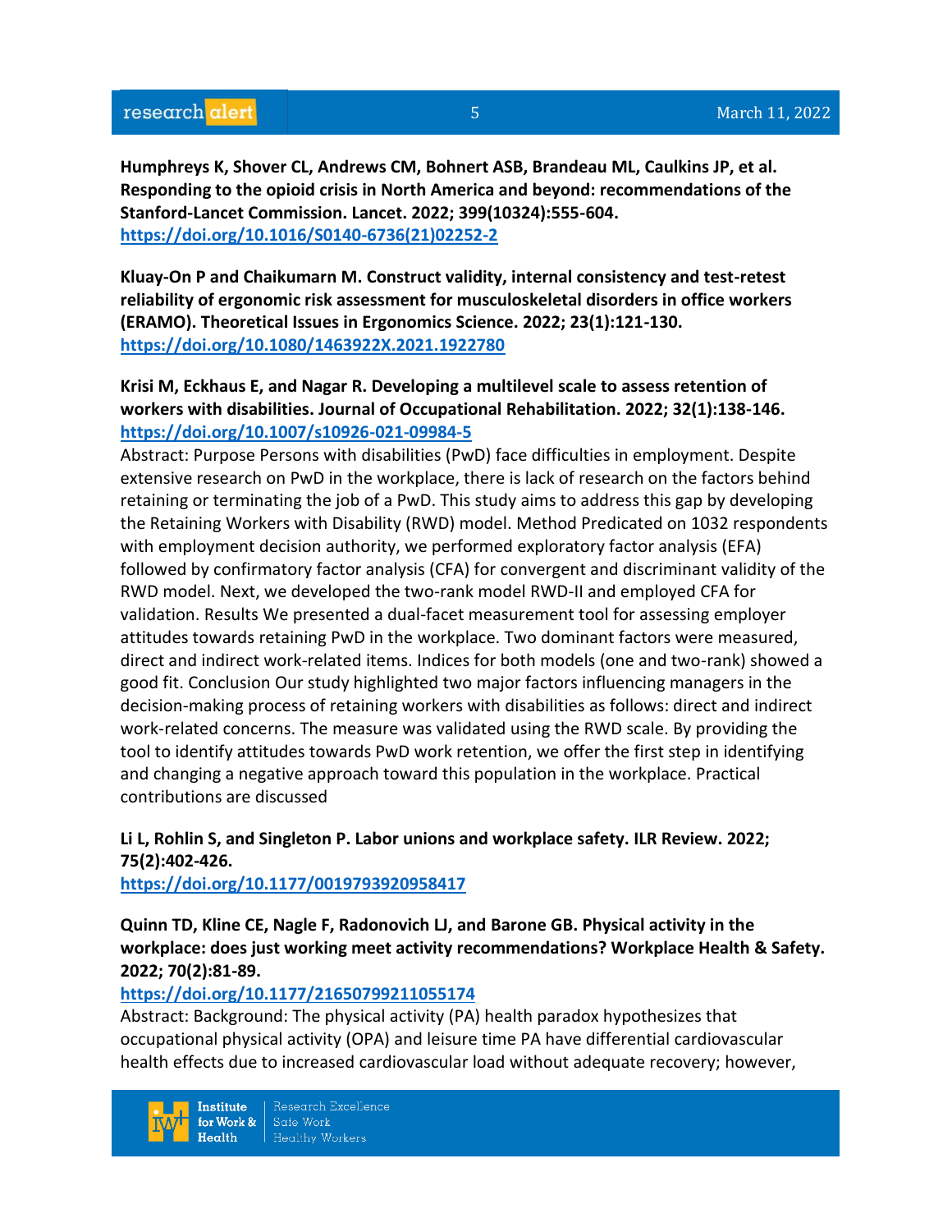**Humphreys K, Shover CL, Andrews CM, Bohnert ASB, Brandeau ML, Caulkins JP, et al. Responding to the opioid crisis in North America and beyond: recommendations of the Stanford-Lancet Commission. Lancet. 2022; 399(10324):555-604.**
https://doi.org/10.1016/S0140-6736(21)02252-2

**Kluay-On P and Chaikumarn M. Construct validity, internal consistency and test-retest reliability of ergonomic risk assessment for musculoskeletal disorders in office workers (ERAMO). Theoretical Issues in Ergonomics Science. 2022; 23(1):121-130.**
https://doi.org/10.1080/1463922X.2021.1922780

**Krisi M, Eckhaus E, and Nagar R. Developing a multilevel scale to assess retention of workers with disabilities. Journal of Occupational Rehabilitation. 2022; 32(1):138-146.**
https://doi.org/10.1007/s10926-021-09984-5
Abstract: Purpose Persons with disabilities (PwD) face difficulties in employment. Despite extensive research on PwD in the workplace, there is lack of research on the factors behind retaining or terminating the job of a PwD. This study aims to address this gap by developing the Retaining Workers with Disability (RWD) model. Method Predicated on 1032 respondents with employment decision authority, we performed exploratory factor analysis (EFA) followed by confirmatory factor analysis (CFA) for convergent and discriminant validity of the RWD model. Next, we developed the two-rank model RWD-II and employed CFA for validation. Results We presented a dual-facet measurement tool for assessing employer attitudes towards retaining PwD in the workplace. Two dominant factors were measured, direct and indirect work-related items. Indices for both models (one and two-rank) showed a good fit. Conclusion Our study highlighted two major factors influencing managers in the decision-making process of retaining workers with disabilities as follows: direct and indirect work-related concerns. The measure was validated using the RWD scale. By providing the tool to identify attitudes towards PwD work retention, we offer the first step in identifying and changing a negative approach toward this population in the workplace. Practical contributions are discussed

**Li L, Rohlin S, and Singleton P. Labor unions and workplace safety. ILR Review. 2022; 75(2):402-426.**
https://doi.org/10.1177/0019793920958417

**Quinn TD, Kline CE, Nagle F, Radonovich LJ, and Barone GB. Physical activity in the workplace: does just working meet activity recommendations? Workplace Health & Safety. 2022; 70(2):81-89.**
https://doi.org/10.1177/21650799211055174
Abstract: Background: The physical activity (PA) health paradox hypothesizes that occupational physical activity (OPA) and leisure time PA have differential cardiovascular health effects due to increased cardiovascular load without adequate recovery; however,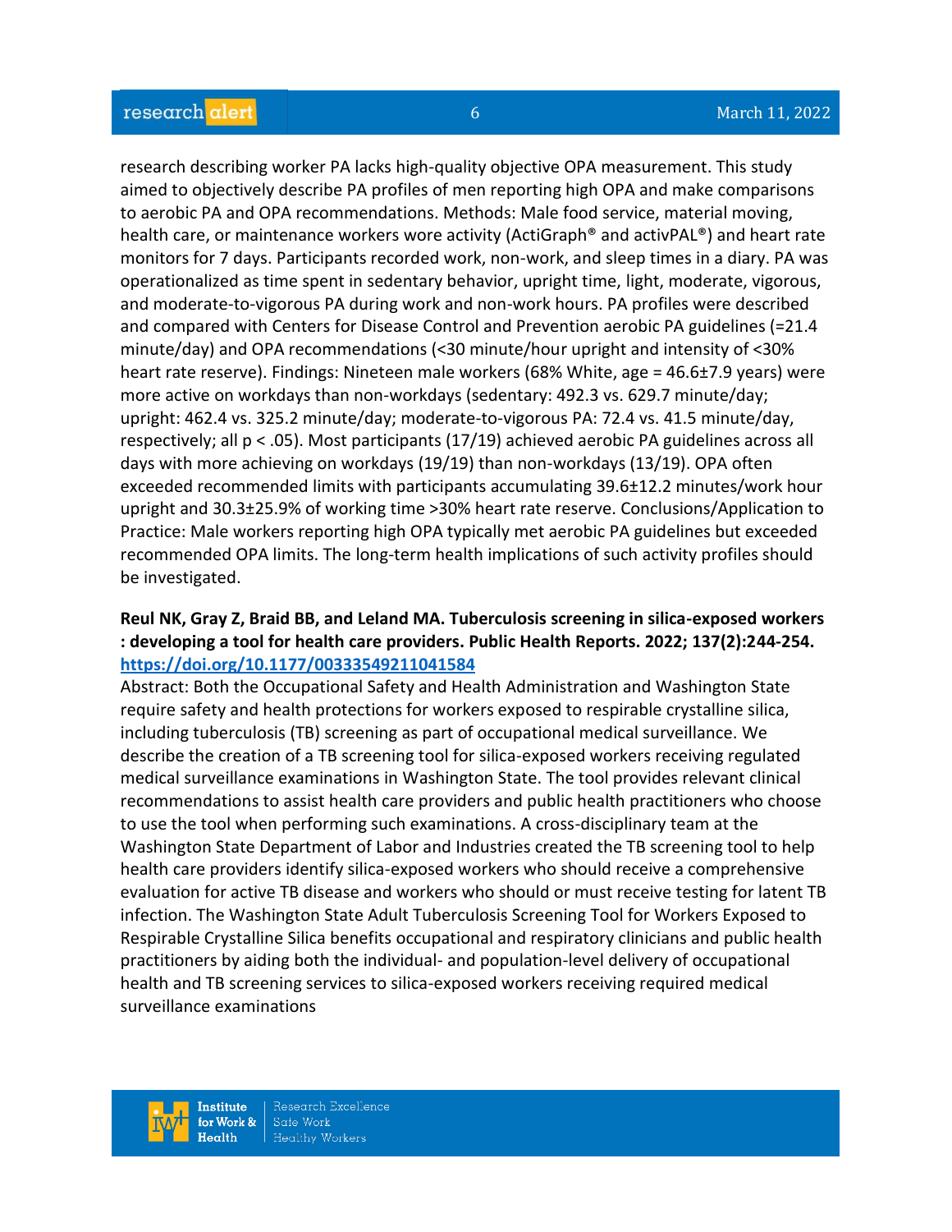research describing worker PA lacks high-quality objective OPA measurement. This study aimed to objectively describe PA profiles of men reporting high OPA and make comparisons to aerobic PA and OPA recommendations. Methods: Male food service, material moving, health care, or maintenance workers wore activity (ActiGraph® and activPAL®) and heart rate monitors for 7 days. Participants recorded work, non-work, and sleep times in a diary. PA was operationalized as time spent in sedentary behavior, upright time, light, moderate, vigorous, and moderate-to-vigorous PA during work and non-work hours. PA profiles were described and compared with Centers for Disease Control and Prevention aerobic PA guidelines (=21.4 minute/day) and OPA recommendations (<30 minute/hour upright and intensity of <30% heart rate reserve). Findings: Nineteen male workers (68% White, age = 46.6±7.9 years) were more active on workdays than non-workdays (sedentary: 492.3 vs. 629.7 minute/day; upright: 462.4 vs. 325.2 minute/day; moderate-to-vigorous PA: 72.4 vs. 41.5 minute/day, respectively; all $p < .05$). Most participants (17/19) achieved aerobic PA guidelines across all days with more achieving on workdays (19/19) than non-workdays (13/19). OPA often exceeded recommended limits with participants accumulating 39.6±12.2 minutes/work hour upright and 30.3±25.9% of working time >30% heart rate reserve. Conclusions/Application to Practice: Male workers reporting high OPA typically met aerobic PA guidelines but exceeded recommended OPA limits. The long-term health implications of such activity profiles should be investigated.

**Reul NK, Gray Z, Braid BB, and Leland MA. Tuberculosis screening in silica-exposed workers : developing a tool for health care providers. Public Health Reports. 2022; 137(2):244-254. https://doi.org/10.1177/00333549211041584**

Abstract: Both the Occupational Safety and Health Administration and Washington State require safety and health protections for workers exposed to respirable crystalline silica, including tuberculosis (TB) screening as part of occupational medical surveillance. We describe the creation of a TB screening tool for silica-exposed workers receiving regulated medical surveillance examinations in Washington State. The tool provides relevant clinical recommendations to assist health care providers and public health practitioners who choose to use the tool when performing such examinations. A cross-disciplinary team at the Washington State Department of Labor and Industries created the TB screening tool to help health care providers identify silica-exposed workers who should receive a comprehensive evaluation for active TB disease and workers who should or must receive testing for latent TB infection. The Washington State Adult Tuberculosis Screening Tool for Workers Exposed to Respirable Crystalline Silica benefits occupational and respiratory clinicians and public health practitioners by aiding both the individual- and population-level delivery of occupational health and TB screening services to silica-exposed workers receiving required medical surveillance examinations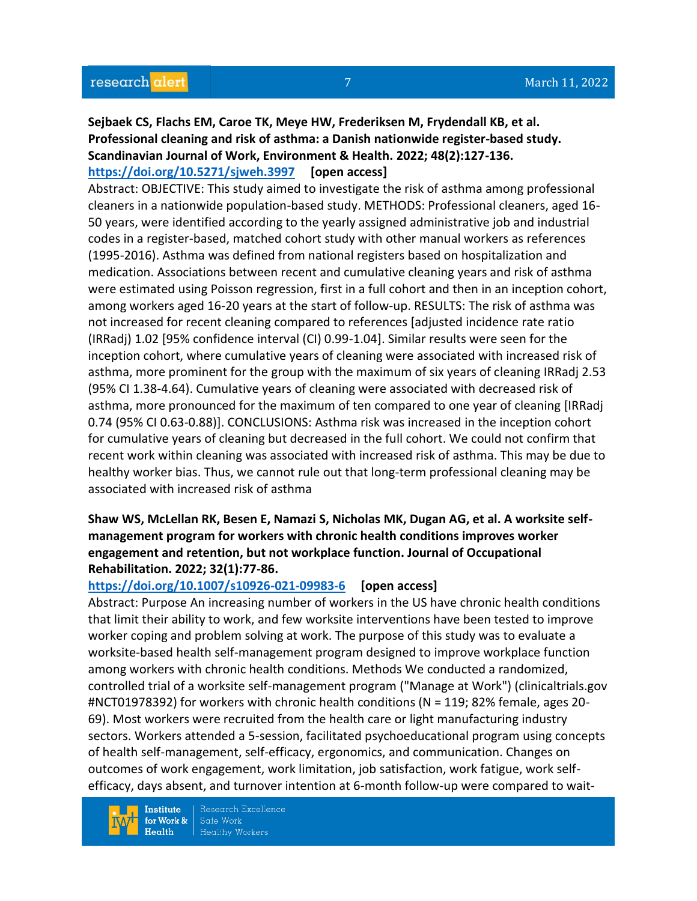**Sejbaek CS, Flachs EM, Caroe TK, Meye HW, Frederiksen M, Frydendall KB, et al. Professional cleaning and risk of asthma: a Danish nationwide register-based study. Scandinavian Journal of Work, Environment & Health. 2022; 48(2):127-136.**
https://doi.org/10.5271/sjweh.3997 **[open access]**

Abstract: OBJECTIVE: This study aimed to investigate the risk of asthma among professional cleaners in a nationwide population-based study. METHODS: Professional cleaners, aged 16-50 years, were identified according to the yearly assigned administrative job and industrial codes in a register-based, matched cohort study with other manual workers as references (1995-2016). Asthma was defined from national registers based on hospitalization and medication. Associations between recent and cumulative cleaning years and risk of asthma were estimated using Poisson regression, first in a full cohort and then in an inception cohort, among workers aged 16-20 years at the start of follow-up. RESULTS: The risk of asthma was not increased for recent cleaning compared to references [adjusted incidence rate ratio (IRRadj) 1.02 [95% confidence interval (CI) 0.99-1.04]. Similar results were seen for the inception cohort, where cumulative years of cleaning were associated with increased risk of asthma, more prominent for the group with the maximum of six years of cleaning IRRadj 2.53 (95% CI 1.38-4.64). Cumulative years of cleaning were associated with decreased risk of asthma, more pronounced for the maximum of ten compared to one year of cleaning [IRRadj 0.74 (95% CI 0.63-0.88)]. CONCLUSIONS: Asthma risk was increased in the inception cohort for cumulative years of cleaning but decreased in the full cohort. We could not confirm that recent work within cleaning was associated with increased risk of asthma. This may be due to healthy worker bias. Thus, we cannot rule out that long-term professional cleaning may be associated with increased risk of asthma

**Shaw WS, McLellan RK, Besen E, Namazi S, Nicholas MK, Dugan AG, et al. A worksite self-management program for workers with chronic health conditions improves worker engagement and retention, but not workplace function. Journal of Occupational Rehabilitation. 2022; 32(1):77-86.**
https://doi.org/10.1007/s10926-021-09983-6 **[open access]**

Abstract: Purpose An increasing number of workers in the US have chronic health conditions that limit their ability to work, and few worksite interventions have been tested to improve worker coping and problem solving at work. The purpose of this study was to evaluate a worksite-based health self-management program designed to improve workplace function among workers with chronic health conditions. Methods We conducted a randomized, controlled trial of a worksite self-management program ("Manage at Work") (clinicaltrials.gov #NCT01978392) for workers with chronic health conditions (N = 119; 82% female, ages 20-69). Most workers were recruited from the health care or light manufacturing industry sectors. Workers attended a 5-session, facilitated psychoeducational program using concepts of health self-management, self-efficacy, ergonomics, and communication. Changes on outcomes of work engagement, work limitation, job satisfaction, work fatigue, work self-efficacy, days absent, and turnover intention at 6-month follow-up were compared to wait-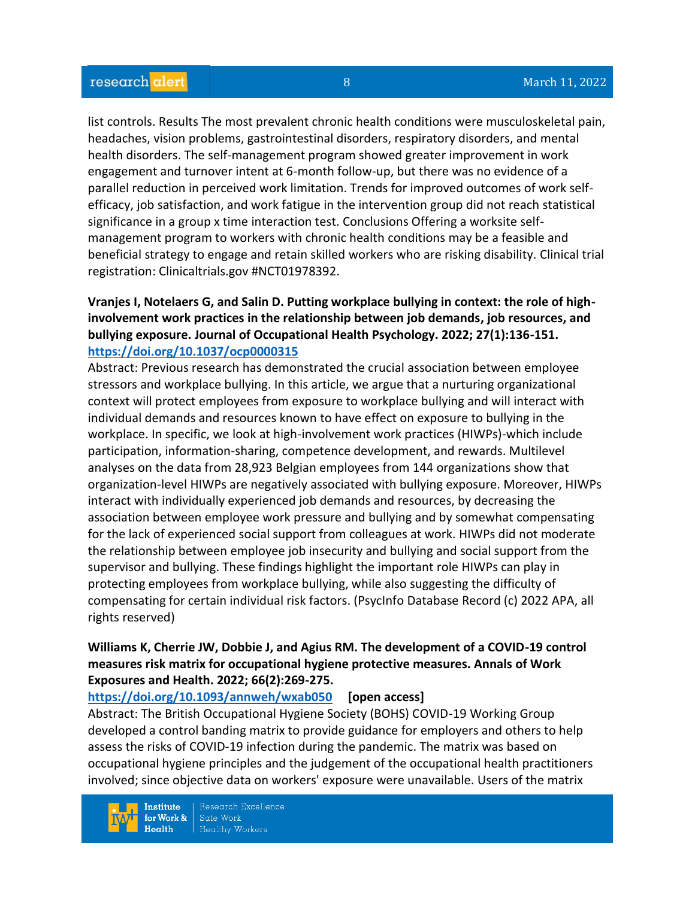list controls. Results The most prevalent chronic health conditions were musculoskeletal pain, headaches, vision problems, gastrointestinal disorders, respiratory disorders, and mental health disorders. The self-management program showed greater improvement in work engagement and turnover intent at 6-month follow-up, but there was no evidence of a parallel reduction in perceived work limitation. Trends for improved outcomes of work self-efficacy, job satisfaction, and work fatigue in the intervention group did not reach statistical significance in a group x time interaction test. Conclusions Offering a worksite self-management program to workers with chronic health conditions may be a feasible and beneficial strategy to engage and retain skilled workers who are risking disability. Clinical trial registration: Clinicaltrials.gov #NCT01978392.

**Vranjes I, Notelaers G, and Salin D. Putting workplace bullying in context: the role of high-involvement work practices in the relationship between job demands, job resources, and bullying exposure. Journal of Occupational Health Psychology. 2022; 27(1):136-151.**
**https://doi.org/10.1037/ocp0000315**

Abstract: Previous research has demonstrated the crucial association between employee stressors and workplace bullying. In this article, we argue that a nurturing organizational context will protect employees from exposure to workplace bullying and will interact with individual demands and resources known to have effect on exposure to bullying in the workplace. In specific, we look at high-involvement work practices (HIWPs)-which include participation, information-sharing, competence development, and rewards. Multilevel analyses on the data from 28,923 Belgian employees from 144 organizations show that organization-level HIWPs are negatively associated with bullying exposure. Moreover, HIWPs interact with individually experienced job demands and resources, by decreasing the association between employee work pressure and bullying and by somewhat compensating for the lack of experienced social support from colleagues at work. HIWPs did not moderate the relationship between employee job insecurity and bullying and social support from the supervisor and bullying. These findings highlight the important role HIWPs can play in protecting employees from workplace bullying, while also suggesting the difficulty of compensating for certain individual risk factors. (PsycInfo Database Record (c) 2022 APA, all rights reserved)

**Williams K, Cherrie JW, Dobbie J, and Agius RM. The development of a COVID-19 control measures risk matrix for occupational hygiene protective measures. Annals of Work Exposures and Health. 2022; 66(2):269-275.**
**https://doi.org/10.1093/annweh/wxab050** **[open access]**

Abstract: The British Occupational Hygiene Society (BOHS) COVID-19 Working Group developed a control banding matrix to provide guidance for employers and others to help assess the risks of COVID-19 infection during the pandemic. The matrix was based on occupational hygiene principles and the judgement of the occupational health practitioners involved; since objective data on workers' exposure were unavailable. Users of the matrix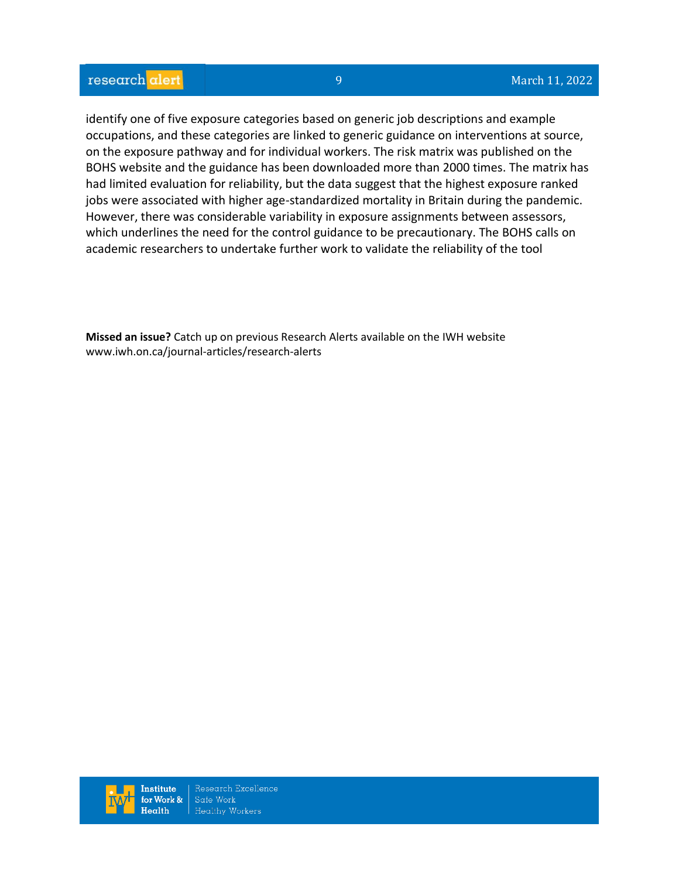identify one of five exposure categories based on generic job descriptions and example occupations, and these categories are linked to generic guidance on interventions at source, on the exposure pathway and for individual workers. The risk matrix was published on the BOHS website and the guidance has been downloaded more than 2000 times. The matrix has had limited evaluation for reliability, but the data suggest that the highest exposure ranked jobs were associated with higher age-standardized mortality in Britain during the pandemic. However, there was considerable variability in exposure assignments between assessors, which underlines the need for the control guidance to be precautionary. The BOHS calls on academic researchers to undertake further work to validate the reliability of the tool

**Missed an issue?** Catch up on previous Research Alerts available on the IWH website www.iwh.on.ca/journal-articles/research-alerts